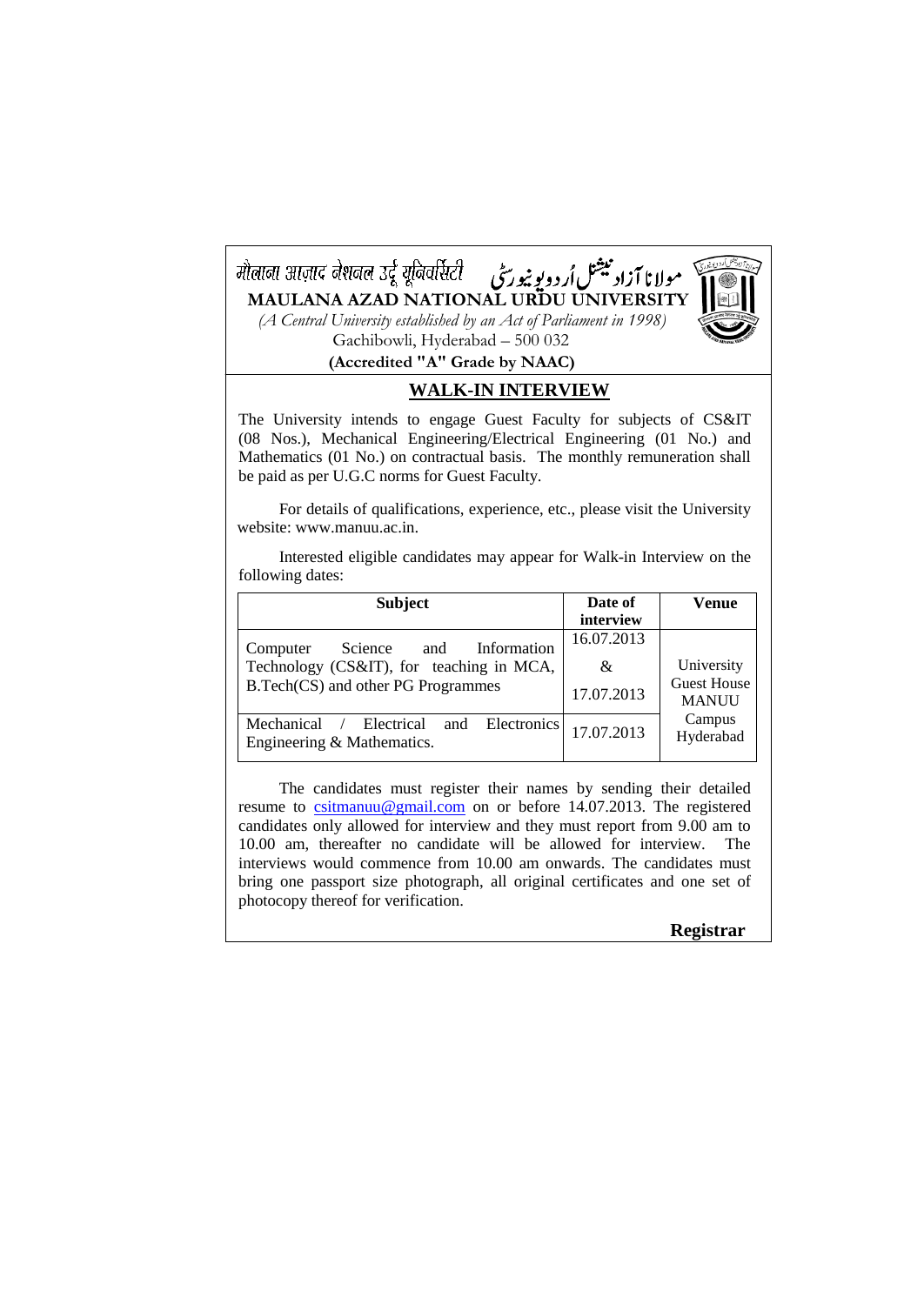मौलाना आज़ाद नेशनल उर्दू यूनिवर्सिटी مولانا آزاد نیشنل اُردو یونیورسٹی

**MAULANA AZAD NATIONAL URDU UNIVERSITY**

*(A Central University established by an Act of Parliament in 1998)*

Gachibowli, Hyderabad – 500 032

**(Accredited "A" Grade by NAAC)**

## WALK-IN INTERVIEW

The University intends to engage Guest Faculty for subjects of CS&IT (08 Nos.), Mechanical Engineering/Electrical Engineering (01 No.) and Mathematics (01 No.) on contractual basis. The monthly remuneration shall be paid as per U.G.C norms for Guest Faculty.

For details of qualifications, experience, etc., please visit the University website: www.manuu.ac.in.

Interested eligible candidates may appear for Walk-in Interview on the following dates:

| Subject | Date of interview | Venue |
|---|---|---|
| Computer Science and Information Technology (CS&IT), for teaching in MCA, B.Tech(CS) and other PG Programmes | 16.07.2013 & 17.07.2013 | University Guest House MANUU Campus Hyderabad |
| Mechanical / Electrical and Electronics Engineering & Mathematics. | 17.07.2013 | |

The candidates must register their names by sending their detailed resume to csitmanuu@gmail.com on or before 14.07.2013. The registered candidates only allowed for interview and they must report from 9.00 am to 10.00 am, thereafter no candidate will be allowed for interview. The interviews would commence from 10.00 am onwards. The candidates must bring one passport size photograph, all original certificates and one set of photocopy thereof for verification.

**Registrar**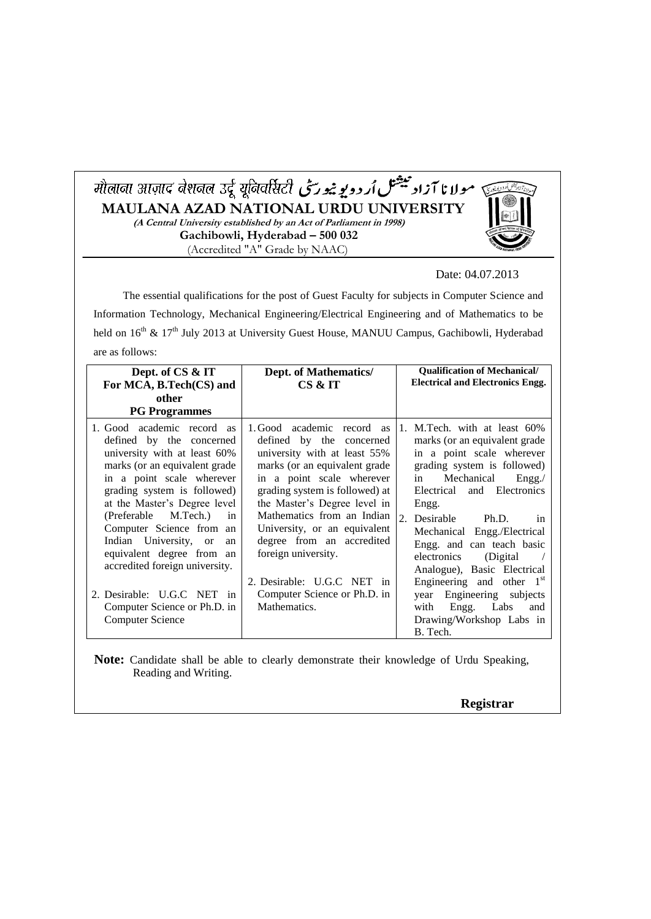मौलाना आज़ाद नेशनल उर्दू यूनिवर्सिटी مولانا آزاد نیشنل اُردو یونیورسٹی

# MAULANA AZAD NATIONAL URDU UNIVERSITY

***(A Central University established by an Act of Parliament in 1998)***

**Gachibowli, Hyderabad – 500 032**

(Accredited "A" Grade by NAAC)

Date: 04.07.2013

The essential qualifications for the post of Guest Faculty for subjects in Computer Science and Information Technology, Mechanical Engineering/Electrical Engineering and of Mathematics to be held on 16th & 17th July 2013 at University Guest House, MANUU Campus, Gachibowli, Hyderabad are as follows:

| Dept. of CS & IT For MCA, B.Tech(CS) and other PG Programmes | Dept. of Mathematics/ CS & IT | Qualification of Mechanical/ Electrical and Electronics Engg. |
|---|---|---|
| 1. Good academic record as defined by the concerned university with at least 60% marks (or an equivalent grade in a point scale wherever grading system is followed) at the Master's Degree level (Preferable M.Tech.) in Computer Science from an Indian University, or an equivalent degree from an accredited foreign university.<br><br>2. Desirable: U.G.C NET in Computer Science or Ph.D. in Computer Science | 1. Good academic record as defined by the concerned university with at least 55% marks (or an equivalent grade in a point scale wherever grading system is followed) at the Master's Degree level in Mathematics from an Indian University, or an equivalent degree from an accredited foreign university.<br><br>2. Desirable: U.G.C NET in Computer Science or Ph.D. in Mathematics. | 1. M.Tech. with at least 60% marks (or an equivalent grade in a point scale wherever grading system is followed) in Mechanical Engg./ Electrical and Electronics Engg.<br><br>2. Desirable Ph.D. in Mechanical Engg./Electrical Engg. and can teach basic electronics (Digital / Analogue), Basic Electrical Engineering and other 1st year Engineering subjects with Engg. Labs and Drawing/Workshop Labs in B. Tech. |

**Note:** Candidate shall be able to clearly demonstrate their knowledge of Urdu Speaking, Reading and Writing.

**Registrar**